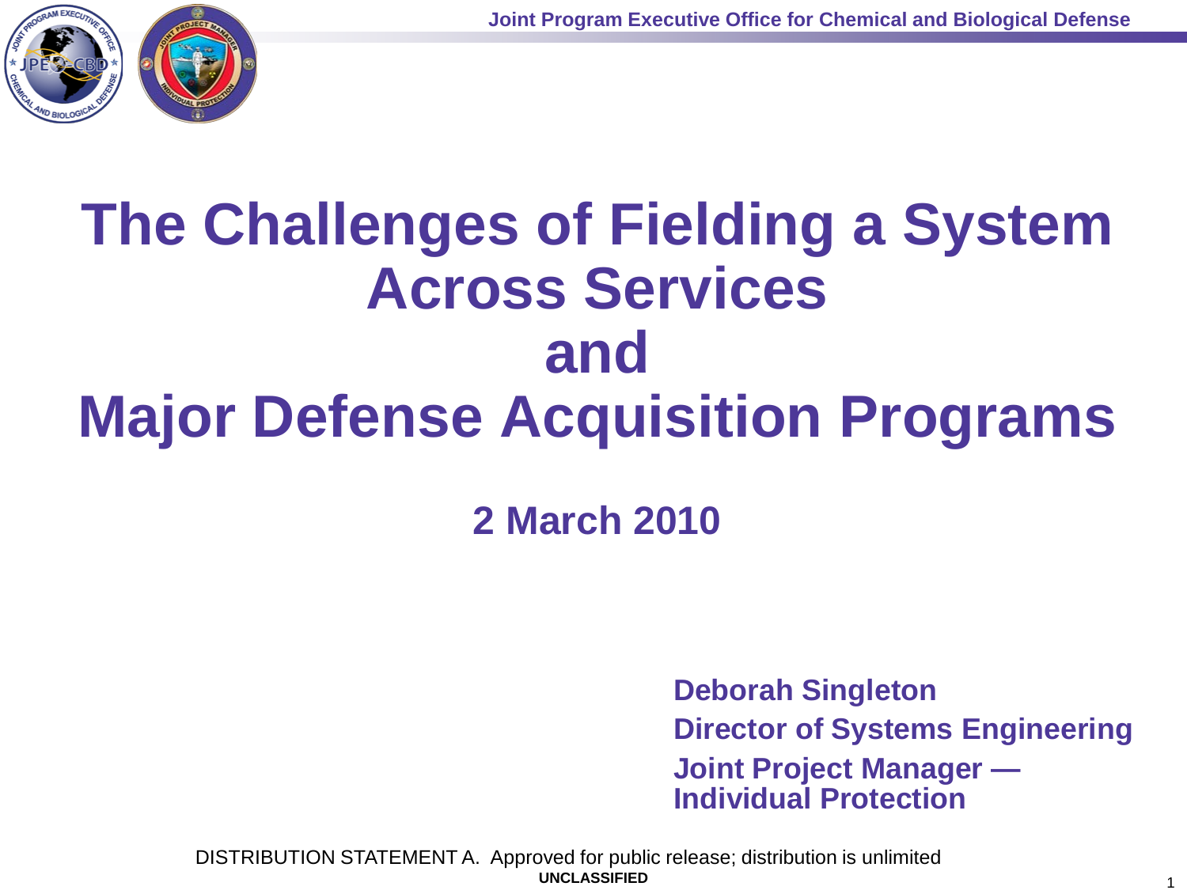# The Challenges of Fielding a System Across Services and Major Defense Acquisition Programs

**2 March 2010**

**Deborah Singleton**
**Director of Systems Engineering**
**Joint Project Manager — Individual Protection**

DISTRIBUTION STATEMENT A. Approved for public release; distribution is unlimited

**UNCLASSIFIED**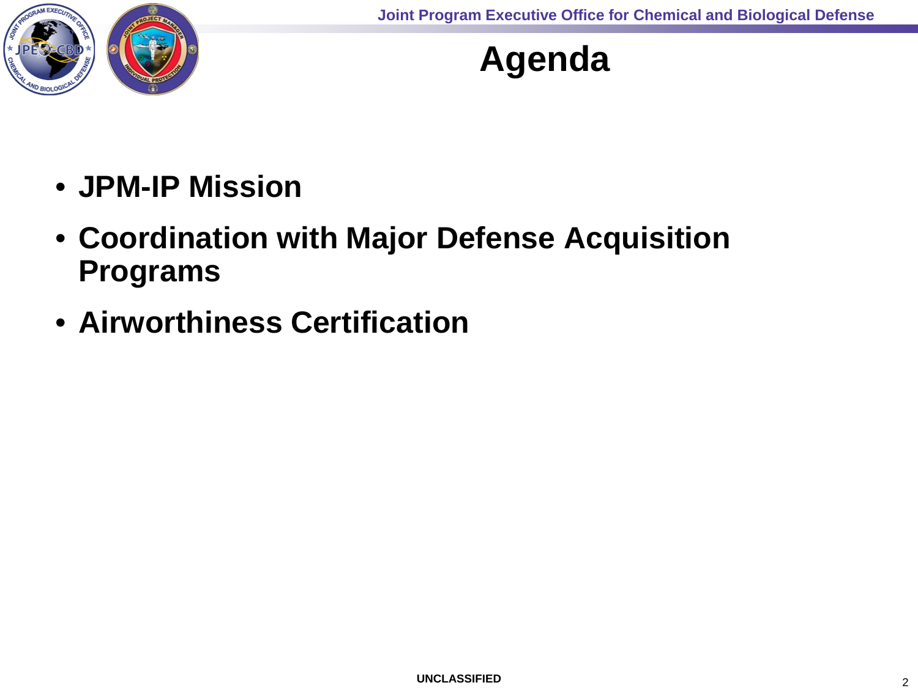# Agenda

- **JPM-IP Mission**
- **Coordination with Major Defense Acquisition Programs**
- **Airworthiness Certification**

UNCLASSIFIED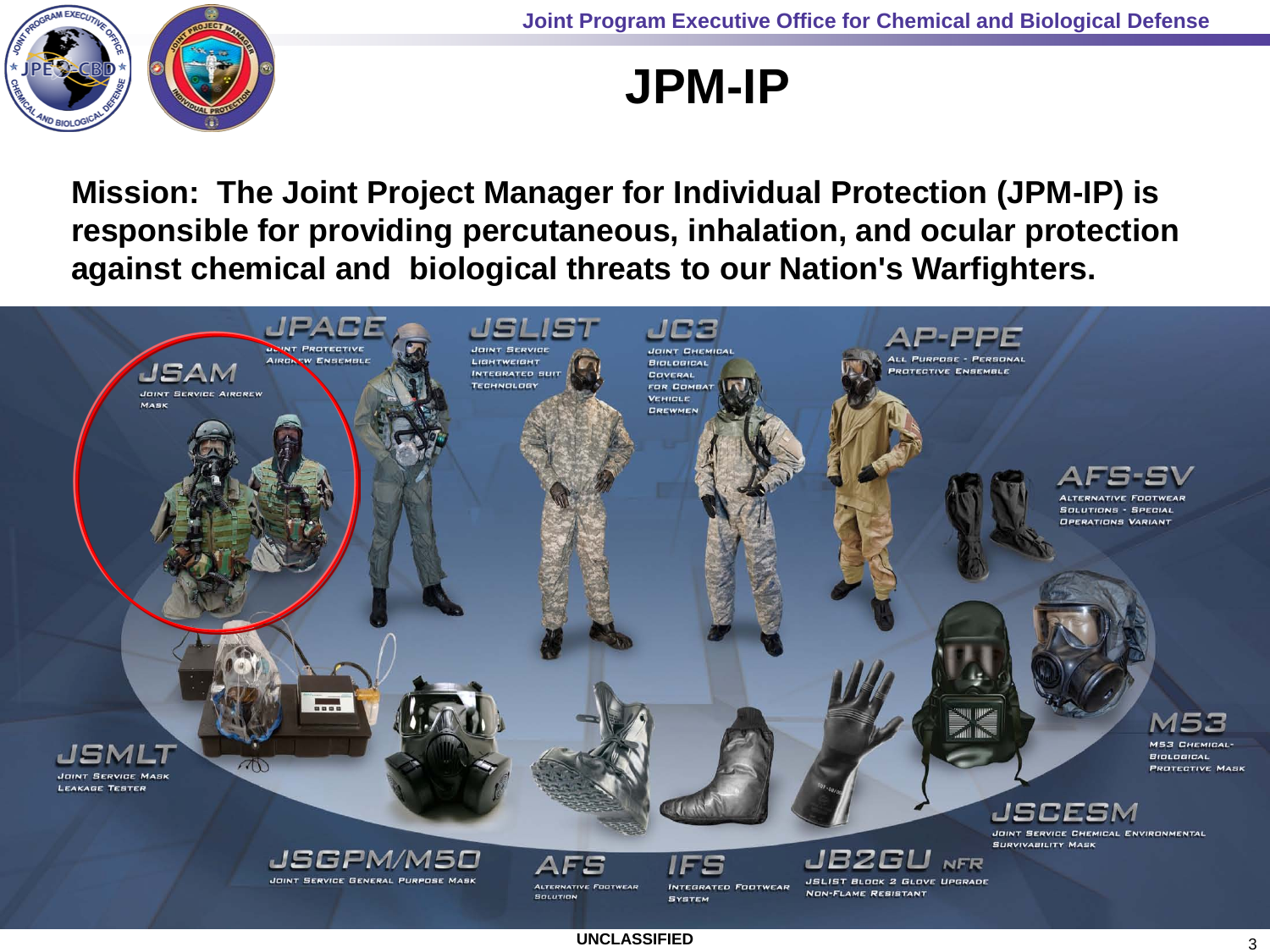# JPM-IP

**Mission: The Joint Project Manager for Individual Protection (JPM-IP) is responsible for providing percutaneous, inhalation, and ocular protection against chemical and biological threats to our Nation's Warfighters.**

- **JPACE** – Joint Protective Aircrew Ensemble
- **JSAM** – Joint Service Aircrew Mask
- **JSLIST** – Joint Service Lightweight Integrated Suit Technology
- **JC3** – Joint Chemical Biological Coveral for Combat Vehicle Crewmen
- **AP-PPE** – All Purpose - Personal Protective Ensemble
- **AFS-SV** – Alternative Footwear Solutions - Special Operations Variant
- **M53** – M53 Chemical-Biological Protective Mask
- **JSCESM** – Joint Service Chemical Environmental Survivability Mask
- **JSMLT** – Joint Service Mask Leakage Tester
- **JSGPM/M50** – Joint Service General Purpose Mask
- **AFS** – Alternative Footwear Solution
- **IFS** – Integrated Footwear System
- **JB2GU NFR** – JSLIST Block 2 Glove Upgrade Non-Flame Resistant

UNCLASSIFIED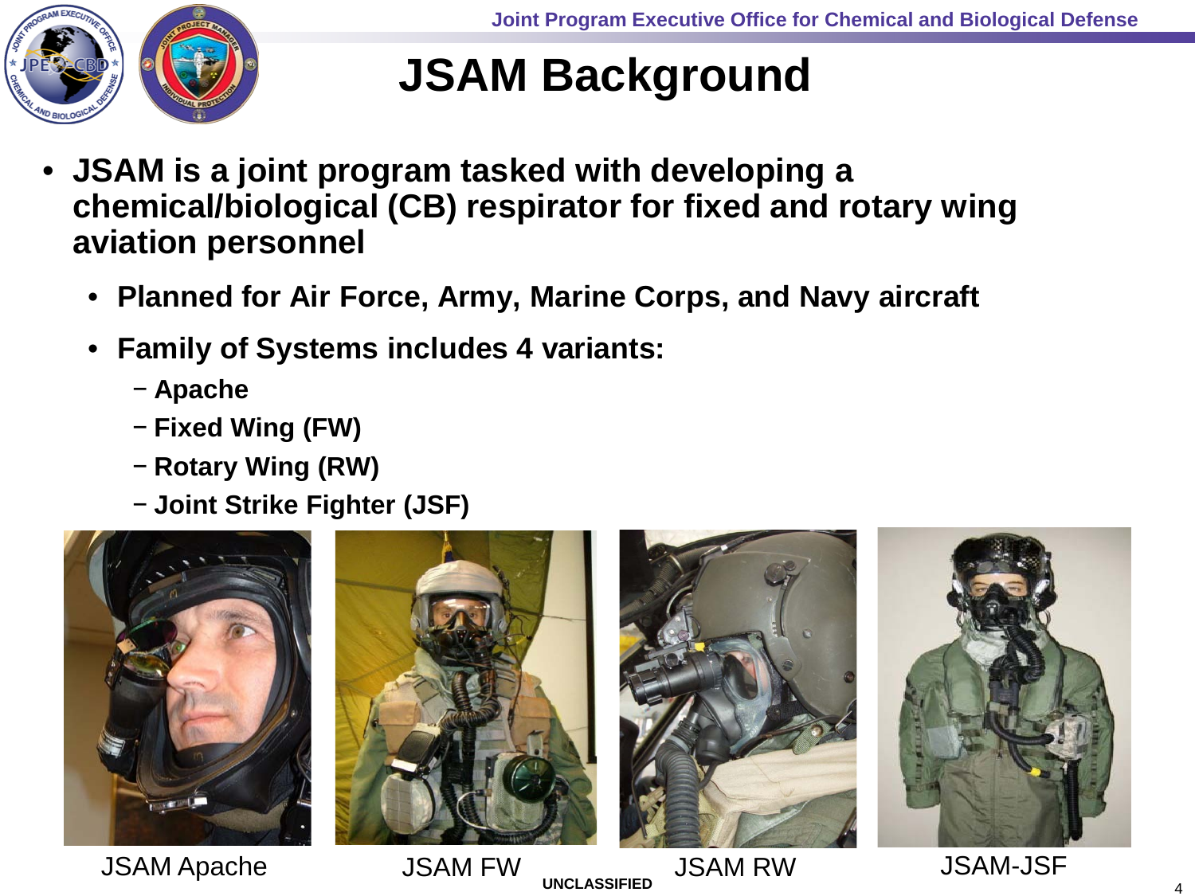# JSAM Background

- **JSAM is a joint program tasked with developing a chemical/biological (CB) respirator for fixed and rotary wing aviation personnel**
  - **Planned for Air Force, Army, Marine Corps, and Navy aircraft**
  - **Family of Systems includes 4 variants:**
    - **Apache**
    - **Fixed Wing (FW)**
    - **Rotary Wing (RW)**
    - **Joint Strike Fighter (JSF)**

JSAM Apache

JSAM FW

JSAM RW

JSAM-JSF

UNCLASSIFIED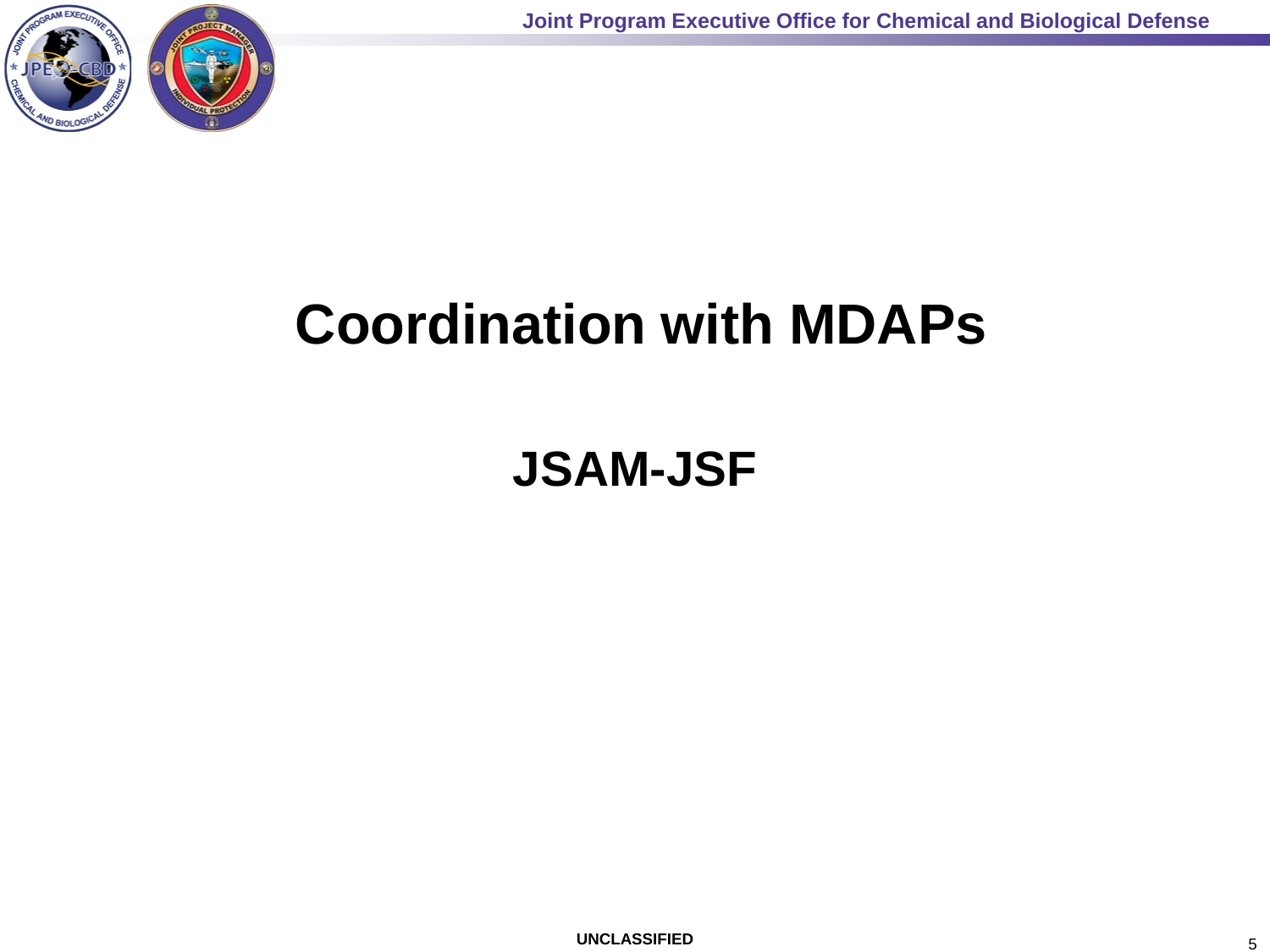# Coordination with MDAPs

## JSAM-JSF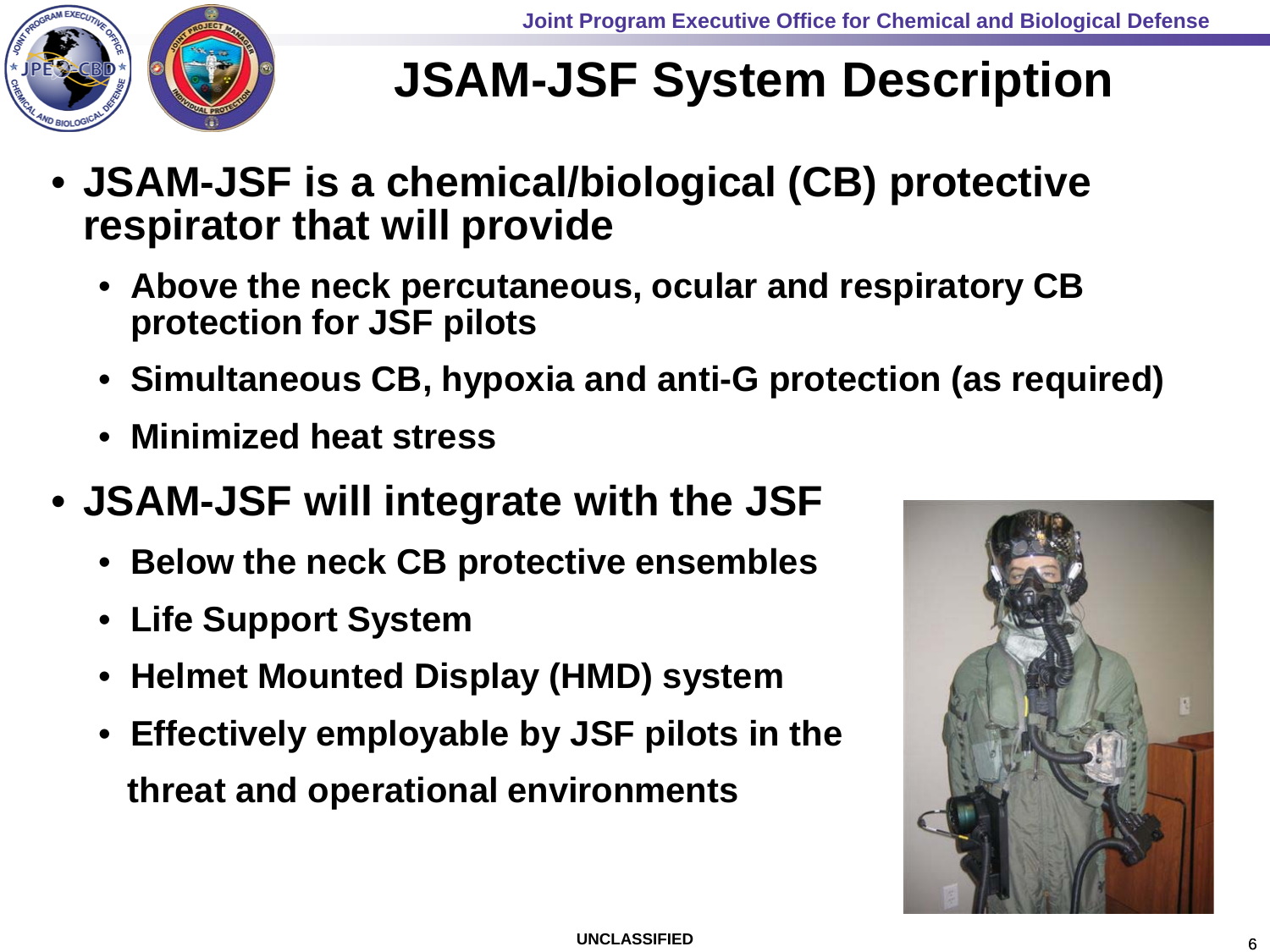# JSAM-JSF System Description

- **JSAM-JSF is a chemical/biological (CB) protective respirator that will provide**
  - **Above the neck percutaneous, ocular and respiratory CB protection for JSF pilots**
  - **Simultaneous CB, hypoxia and anti-G protection (as required)**
  - **Minimized heat stress**
- **JSAM-JSF will integrate with the JSF**
  - **Below the neck CB protective ensembles**
  - **Life Support System**
  - **Helmet Mounted Display (HMD) system**
  - **Effectively employable by JSF pilots in the threat and operational environments**

UNCLASSIFIED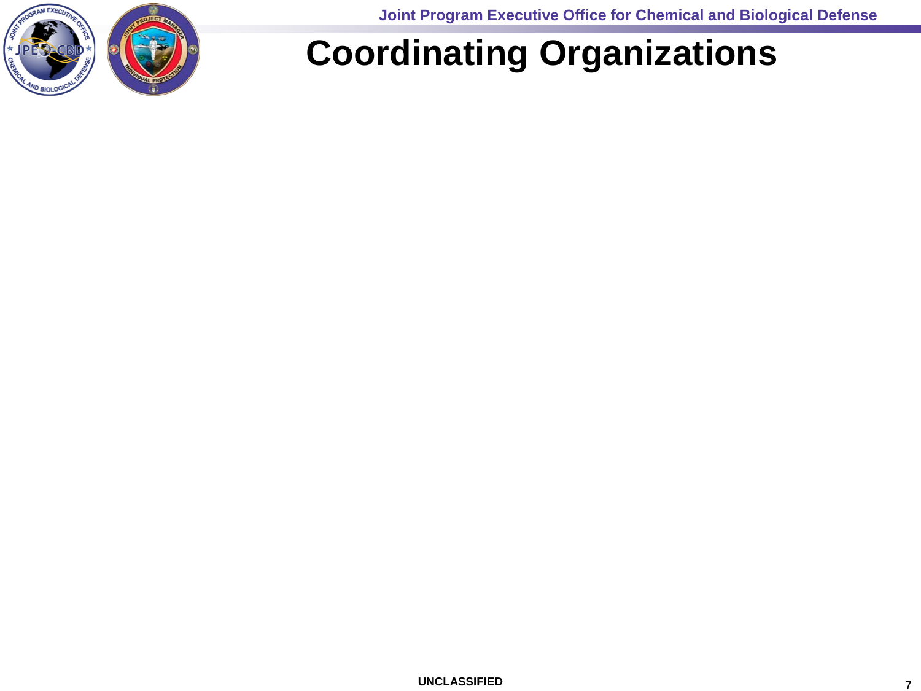# Coordinating Organizations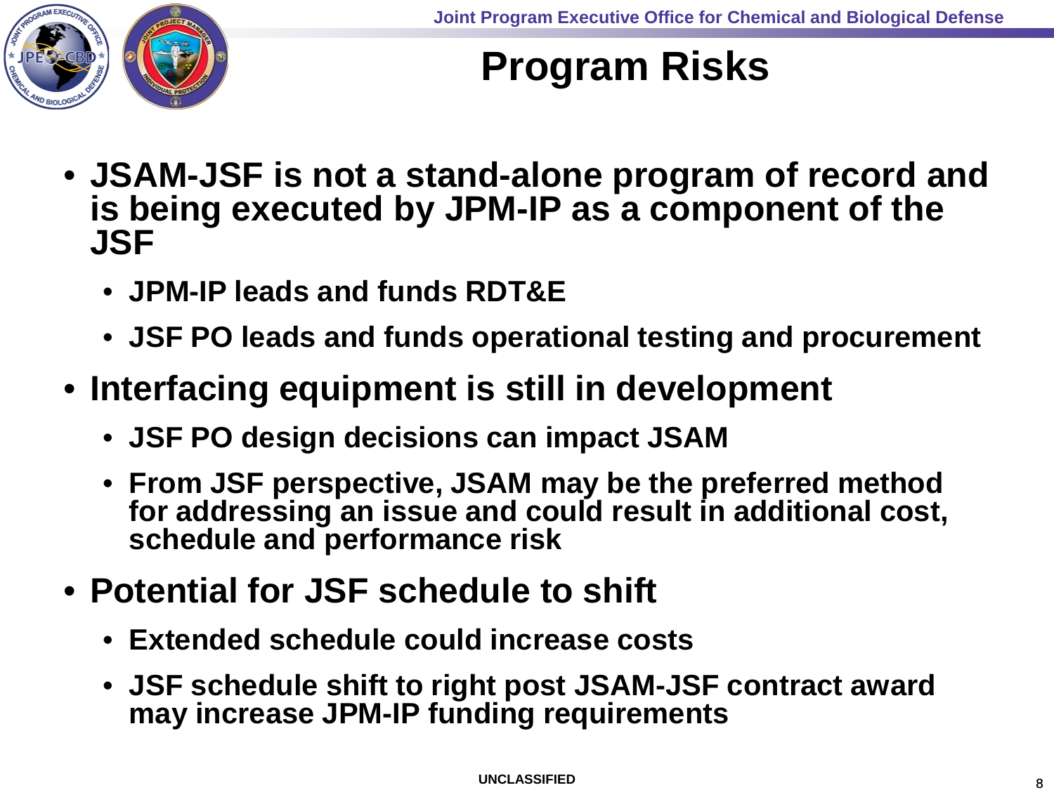# Program Risks

- JSAM-JSF is not a stand-alone program of record and is being executed by JPM-IP as a component of the JSF
  - JPM-IP leads and funds RDT&E
  - JSF PO leads and funds operational testing and procurement
- Interfacing equipment is still in development
  - JSF PO design decisions can impact JSAM
  - From JSF perspective, JSAM may be the preferred method for addressing an issue and could result in additional cost, schedule and performance risk
- Potential for JSF schedule to shift
  - Extended schedule could increase costs
  - JSF schedule shift to right post JSAM-JSF contract award may increase JPM-IP funding requirements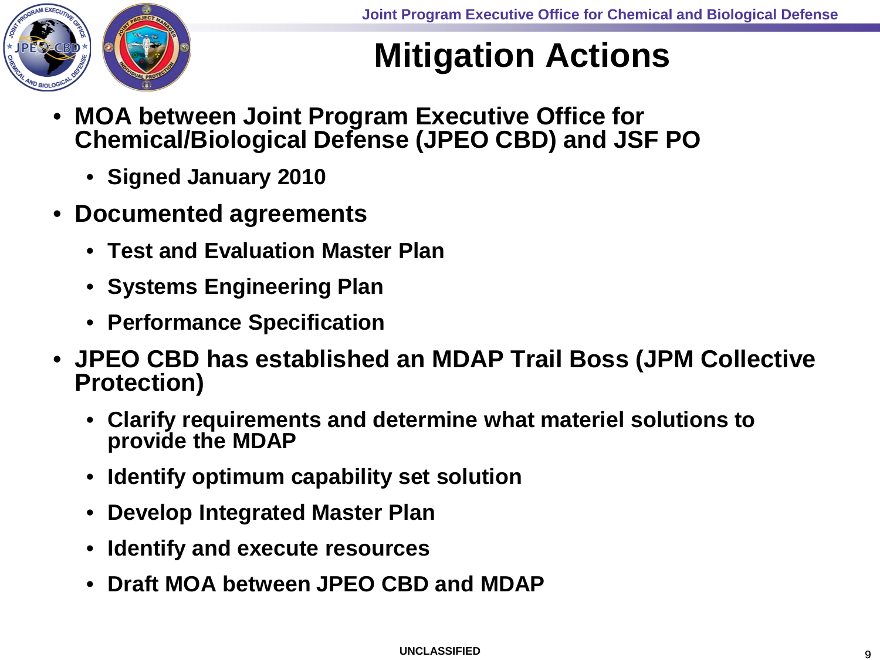# Mitigation Actions

- MOA between Joint Program Executive Office for Chemical/Biological Defense (JPEO CBD) and JSF PO
  - Signed January 2010
- Documented agreements
  - Test and Evaluation Master Plan
  - Systems Engineering Plan
  - Performance Specification
- JPEO CBD has established an MDAP Trail Boss (JPM Collective Protection)
  - Clarify requirements and determine what materiel solutions to provide the MDAP
  - Identify optimum capability set solution
  - Develop Integrated Master Plan
  - Identify and execute resources
  - Draft MOA between JPEO CBD and MDAP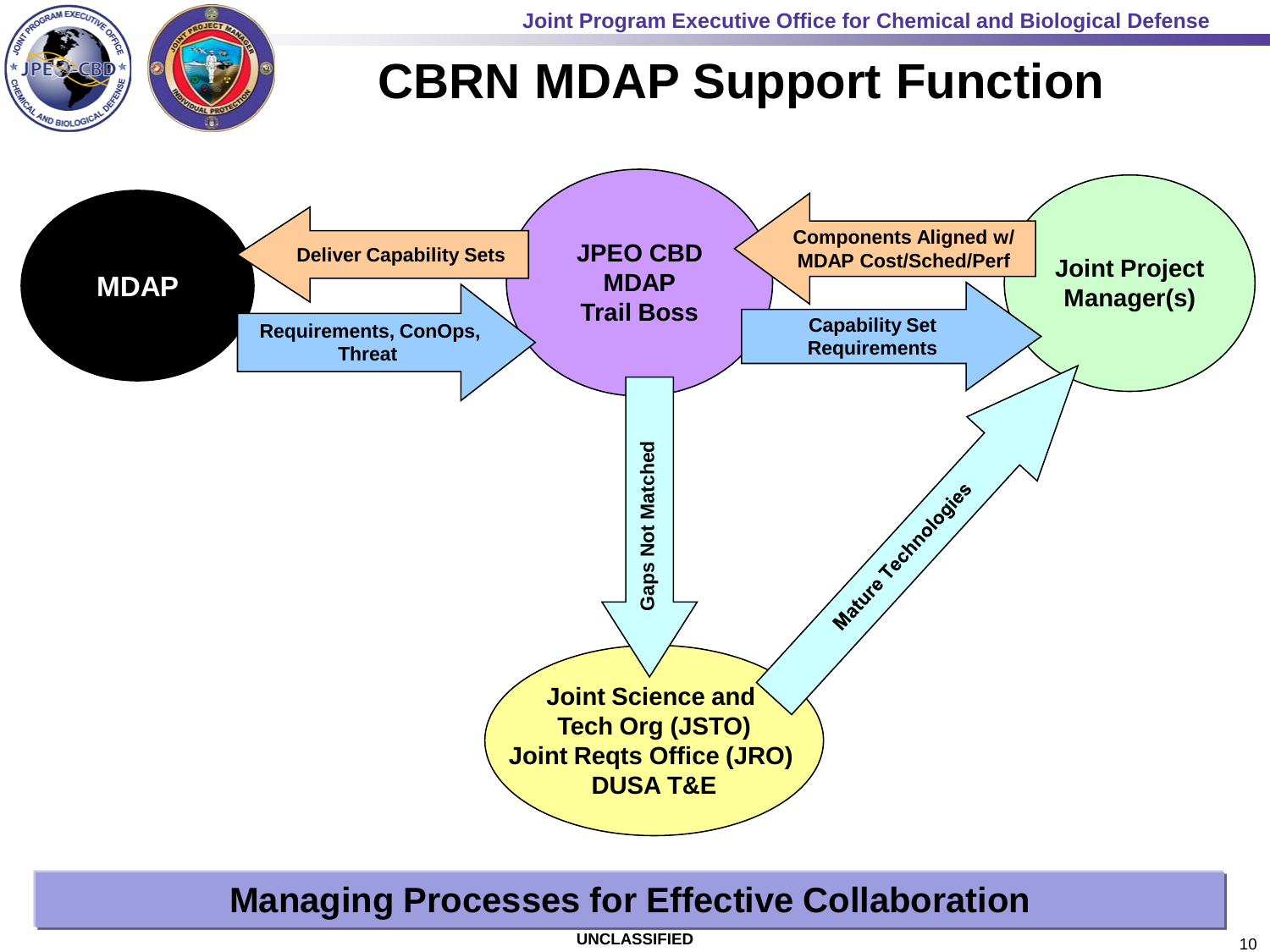# CBRN MDAP Support Function

MDAP

Deliver Capability Sets

Requirements, ConOps, Threat

JPEO CBD MDAP Trail Boss

Components Aligned w/ MDAP Cost/Sched/Perf

Capability Set Requirements

Joint Project Manager(s)

Gaps Not Matched

Mature Technologies

Joint Science and Tech Org (JSTO)
Joint Reqts Office (JRO)
DUSA T&E

**Managing Processes for Effective Collaboration**

UNCLASSIFIED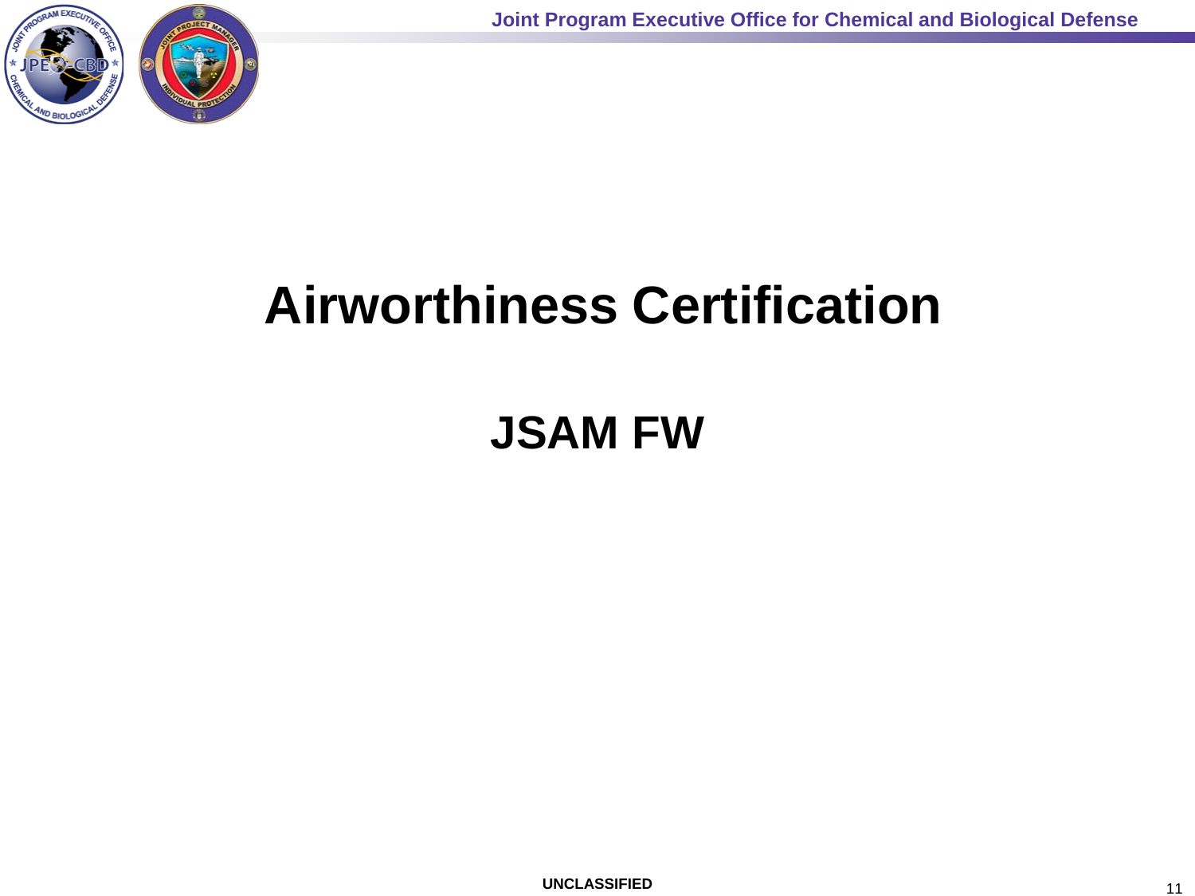# Airworthiness Certification

## JSAM FW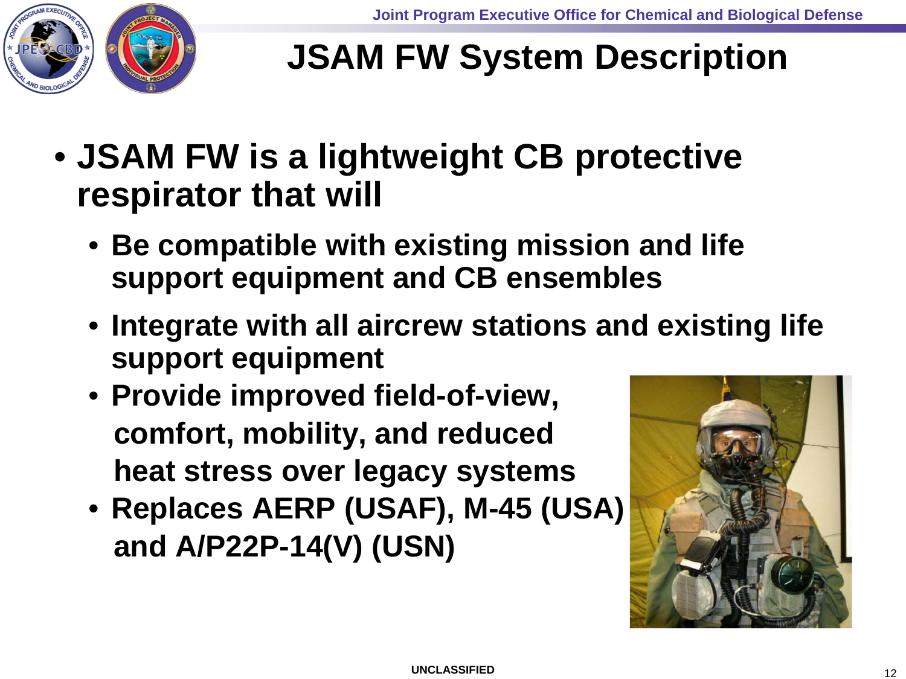# JSAM FW System Description

- **JSAM FW is a lightweight CB protective respirator that will**
  - **Be compatible with existing mission and life support equipment and CB ensembles**
  - **Integrate with all aircrew stations and existing life support equipment**
  - **Provide improved field-of-view, comfort, mobility, and reduced heat stress over legacy systems**
  - **Replaces AERP (USAF), M-45 (USA) and A/P22P-14(V) (USN)**

UNCLASSIFIED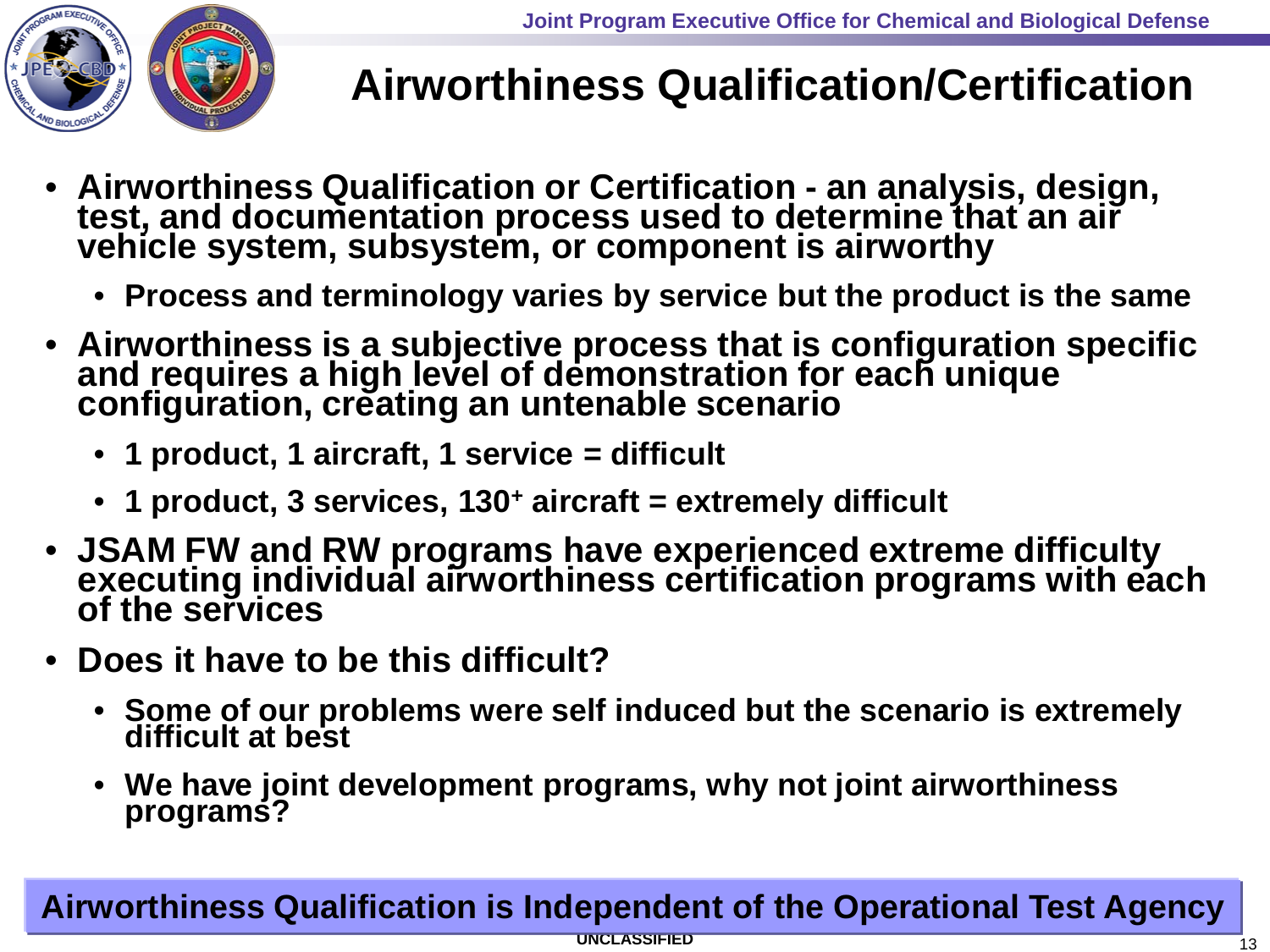# Airworthiness Qualification/Certification

- **Airworthiness Qualification or Certification - an analysis, design, test, and documentation process used to determine that an air vehicle system, subsystem, or component is airworthy**
  - **Process and terminology varies by service but the product is the same**
- **Airworthiness is a subjective process that is configuration specific and requires a high level of demonstration for each unique configuration, creating an untenable scenario**
  - **1 product, 1 aircraft, 1 service = difficult**
  - **1 product, 3 services, 130$^{+}$ aircraft = extremely difficult**
- **JSAM FW and RW programs have experienced extreme difficulty executing individual airworthiness certification programs with each of the services**
- **Does it have to be this difficult?**
  - **Some of our problems were self induced but the scenario is extremely difficult at best**
  - **We have joint development programs, why not joint airworthiness programs?**

**Airworthiness Qualification is Independent of the Operational Test Agency**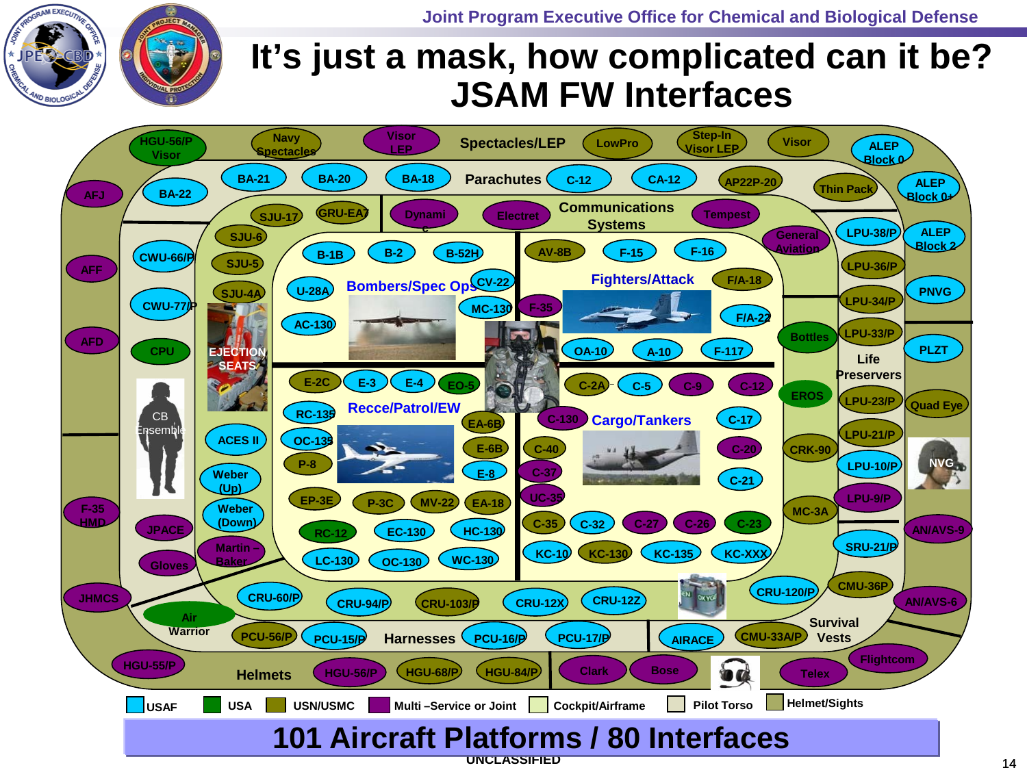Joint Program Executive Office for Chemical and Biological Defense

# It's just a mask, how complicated can it be?
# JSAM FW Interfaces

**Spectacles/LEP:** HGU-56/P Visor, Navy Spectacles, Visor LEP, LowPro, Step-In Visor LEP, Visor

**Parachutes:** BA-22, BA-21, BA-20, BA-18, C-12, CA-12, AP22P-20

**Communications Systems:** GRU-EA7, Dynamic, Electret, Tempest

**Ejection Seats:** SJU-17, SJU-6, SJU-5, SJU-4A

**Bombers/Spec Ops:** B-1B, B-2, B-52H, U-28A, CV-22, MC-130, AC-130

**Fighters/Attack:** AV-8B, F-15, F-16, F/A-18, F-35, F/A-22, OA-10, A-10, F-117

**Recce/Patrol/EW:** E-2C, E-3, E-4, EO-5, RC-135, OC-135, EA-6B, E-6B, P-8, E-8, EP-3E, P-3C, MV-22, EA-18, RC-12, EC-130, HC-130, LC-130, OC-130, WC-130

**Cargo/Tankers:** C-2A, C-5, C-9, C-12, C-130, C-17, C-40, C-20, C-37, C-21, UC-35, C-35, C-32, C-27, C-26, C-23, KC-10, KC-130, KC-135, KC-XXX

**Life Preservers:** LPU-38/P, LPU-36/P, LPU-34/P, LPU-33/P, LPU-23/P, LPU-21/P, LPU-10/P, LPU-9/P, SRU-21/P

**Survival Vests:** CMU-36P, CRU-120/P, CMU-33A/P, AIRACE

**Harnesses:** PCU-56/P, PCU-15/P, PCU-16/P, PCU-17/P

**Oxygen:** CRU-60/P, CRU-94/P, CRU-103/P, CRU-12X, CRU-12Z

**Helmets:** HGU-55/P, HGU-56/P, HGU-68/P, HGU-84/P

**Headsets:** Clark, Bose, Telex, Flightcom

**Other interfaces:** AFJ, AFF, AFD, CWU-66/P, CWU-77/P, CPU, CB Ensemble, ACES II, Weber (Up), Weber (Down), Martin – Baker, F-35 HMD, JPACE, Gloves, JHMCS, Air Warrior, General Aviation, Thin Pack, ALEP Block 0, ALEP Block 0+, ALEP Block 2, PNVG, PLZT, Quad Eye, NVG, AN/AVS-9, AN/AVS-6, Bottles, EROS, CRK-90, MC-3A

Legend: USAF | USA | USN/USMC | Multi –Service or Joint | Cockpit/Airframe | Pilot Torso | Helmet/Sights

**101 Aircraft Platforms / 80 Interfaces**

UNCLASSIFIED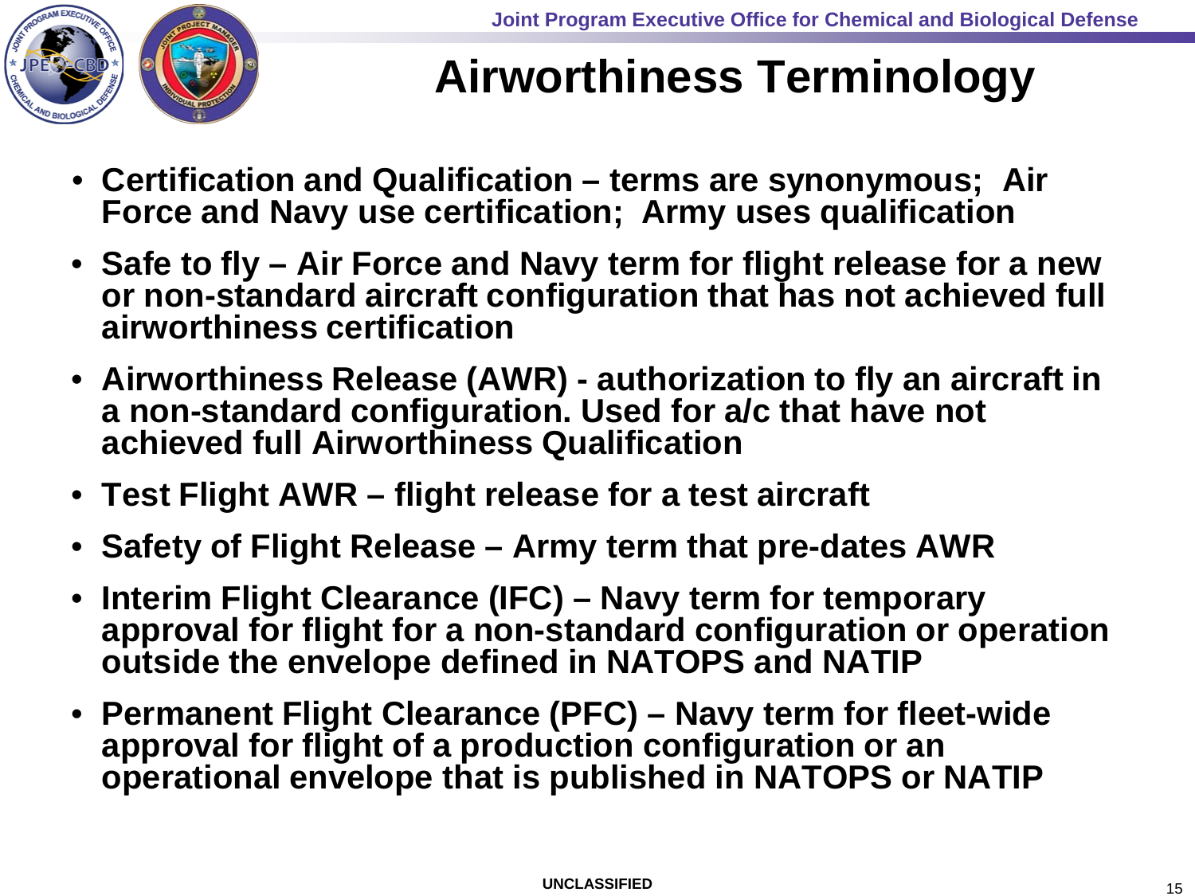# Airworthiness Terminology

- **Certification and Qualification – terms are synonymous; Air Force and Navy use certification; Army uses qualification**
- **Safe to fly – Air Force and Navy term for flight release for a new or non-standard aircraft configuration that has not achieved full airworthiness certification**
- **Airworthiness Release (AWR) - authorization to fly an aircraft in a non-standard configuration. Used for a/c that have not achieved full Airworthiness Qualification**
- **Test Flight AWR – flight release for a test aircraft**
- **Safety of Flight Release – Army term that pre-dates AWR**
- **Interim Flight Clearance (IFC) – Navy term for temporary approval for flight for a non-standard configuration or operation outside the envelope defined in NATOPS and NATIP**
- **Permanent Flight Clearance (PFC) – Navy term for fleet-wide approval for flight of a production configuration or an operational envelope that is published in NATOPS or NATIP**

UNCLASSIFIED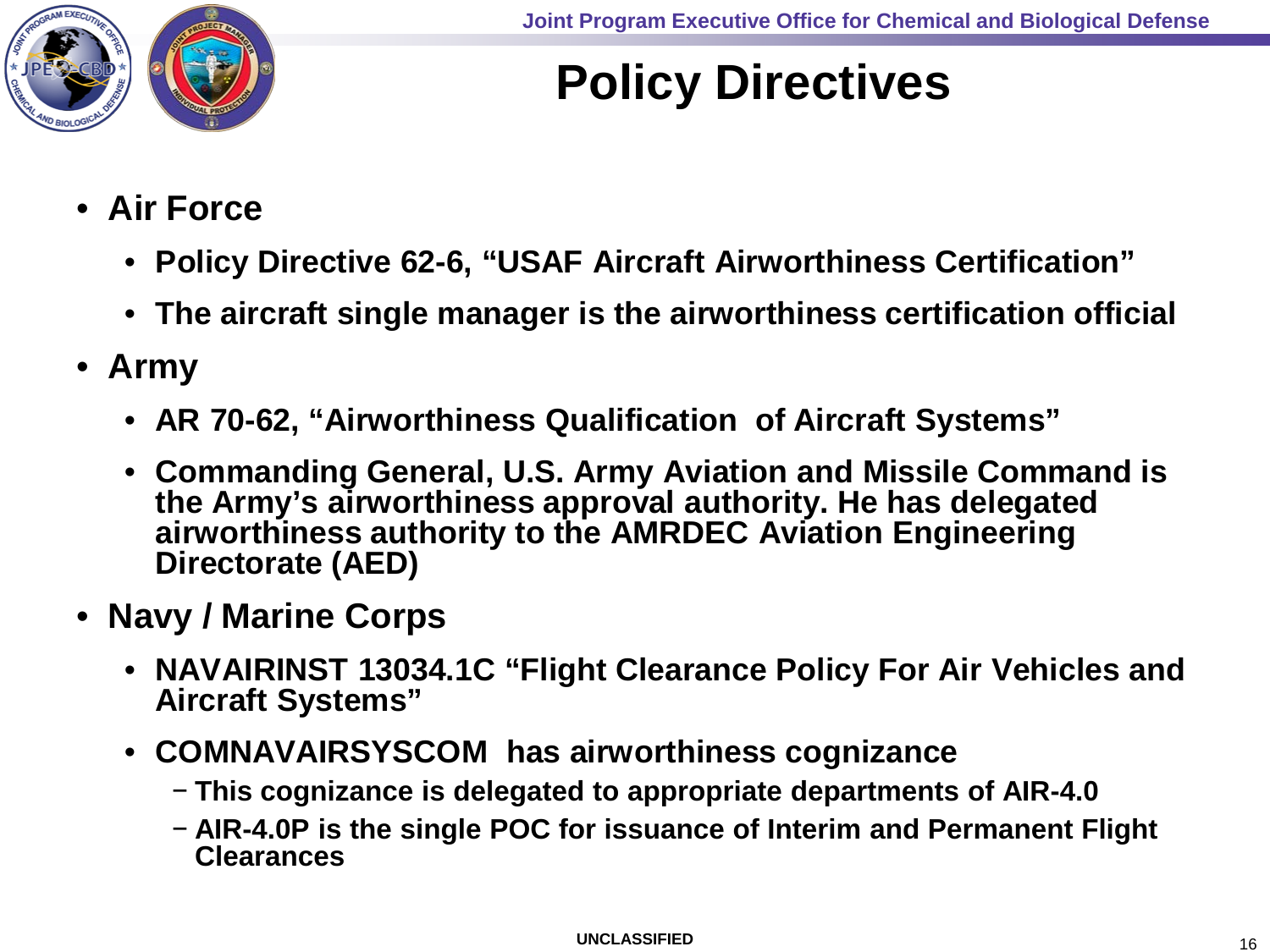# Policy Directives

- **Air Force**
  - **Policy Directive 62-6, "USAF Aircraft Airworthiness Certification"**
  - **The aircraft single manager is the airworthiness certification official**
- **Army**
  - **AR 70-62, "Airworthiness Qualification of Aircraft Systems"**
  - **Commanding General, U.S. Army Aviation and Missile Command is the Army's airworthiness approval authority. He has delegated airworthiness authority to the AMRDEC Aviation Engineering Directorate (AED)**
- **Navy / Marine Corps**
  - **NAVAIRINST 13034.1C "Flight Clearance Policy For Air Vehicles and Aircraft Systems"**
  - **COMNAVAIRSYSCOM has airworthiness cognizance**
    - **This cognizance is delegated to appropriate departments of AIR-4.0**
    - **AIR-4.0P is the single POC for issuance of Interim and Permanent Flight Clearances**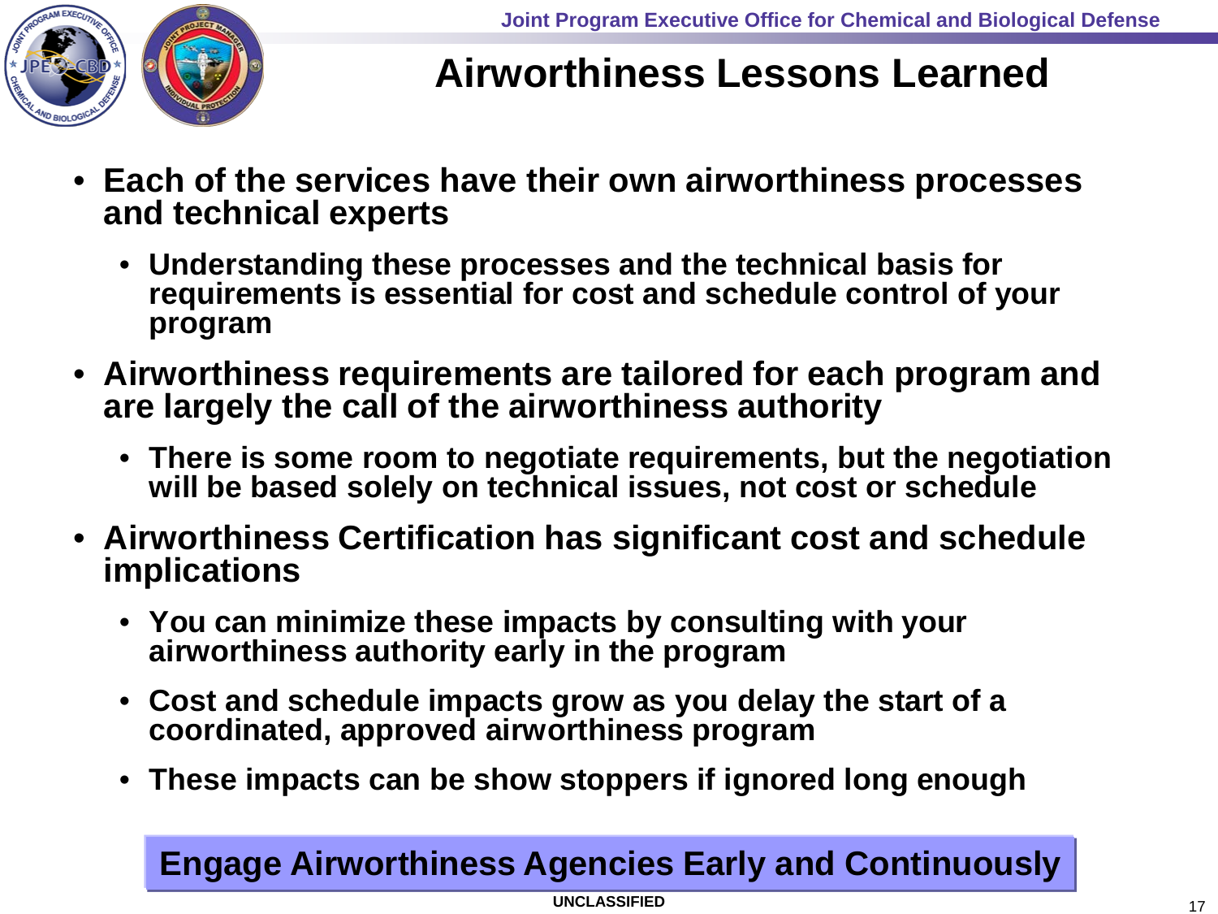# Airworthiness Lessons Learned

- **Each of the services have their own airworthiness processes and technical experts**
  - **Understanding these processes and the technical basis for requirements is essential for cost and schedule control of your program**
- **Airworthiness requirements are tailored for each program and are largely the call of the airworthiness authority**
  - **There is some room to negotiate requirements, but the negotiation will be based solely on technical issues, not cost or schedule**
- **Airworthiness Certification has significant cost and schedule implications**
  - **You can minimize these impacts by consulting with your airworthiness authority early in the program**
  - **Cost and schedule impacts grow as you delay the start of a coordinated, approved airworthiness program**
  - **These impacts can be show stoppers if ignored long enough**

**Engage Airworthiness Agencies Early and Continuously**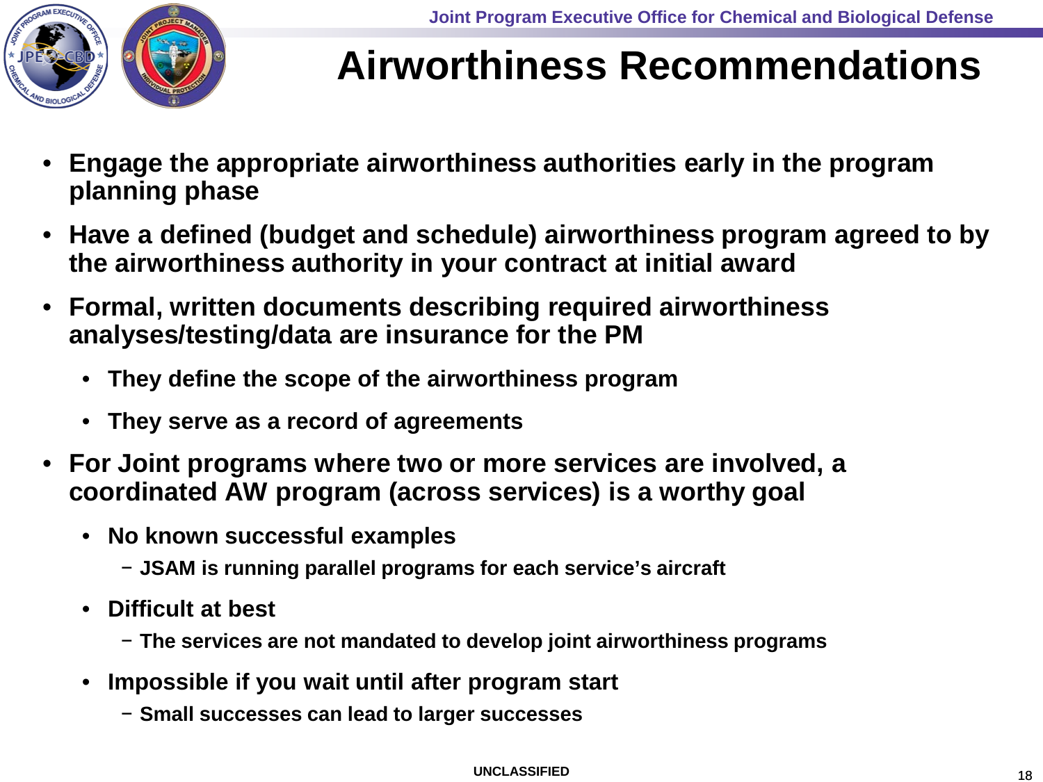# Airworthiness Recommendations

- **Engage the appropriate airworthiness authorities early in the program planning phase**
- **Have a defined (budget and schedule) airworthiness program agreed to by the airworthiness authority in your contract at initial award**
- **Formal, written documents describing required airworthiness analyses/testing/data are insurance for the PM**
  - **They define the scope of the airworthiness program**
  - **They serve as a record of agreements**
- **For Joint programs where two or more services are involved, a coordinated AW program (across services) is a worthy goal**
  - **No known successful examples**
    - **JSAM is running parallel programs for each service's aircraft**
  - **Difficult at best**
    - **The services are not mandated to develop joint airworthiness programs**
  - **Impossible if you wait until after program start**
    - **Small successes can lead to larger successes**

UNCLASSIFIED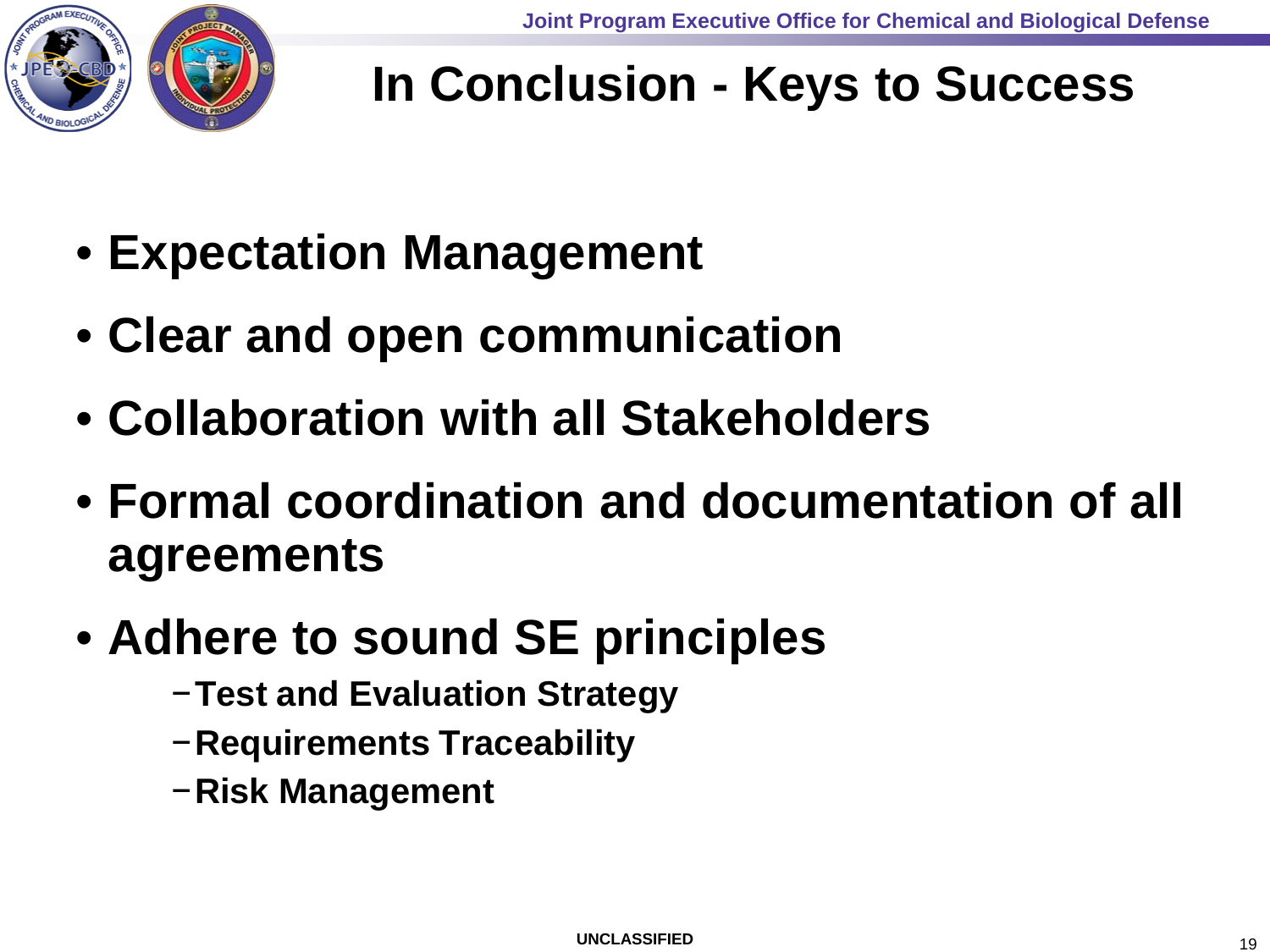# In Conclusion - Keys to Success

- **Expectation Management**
- **Clear and open communication**
- **Collaboration with all Stakeholders**
- **Formal coordination and documentation of all agreements**
- **Adhere to sound SE principles**
  - **Test and Evaluation Strategy**
  - **Requirements Traceability**
  - **Risk Management**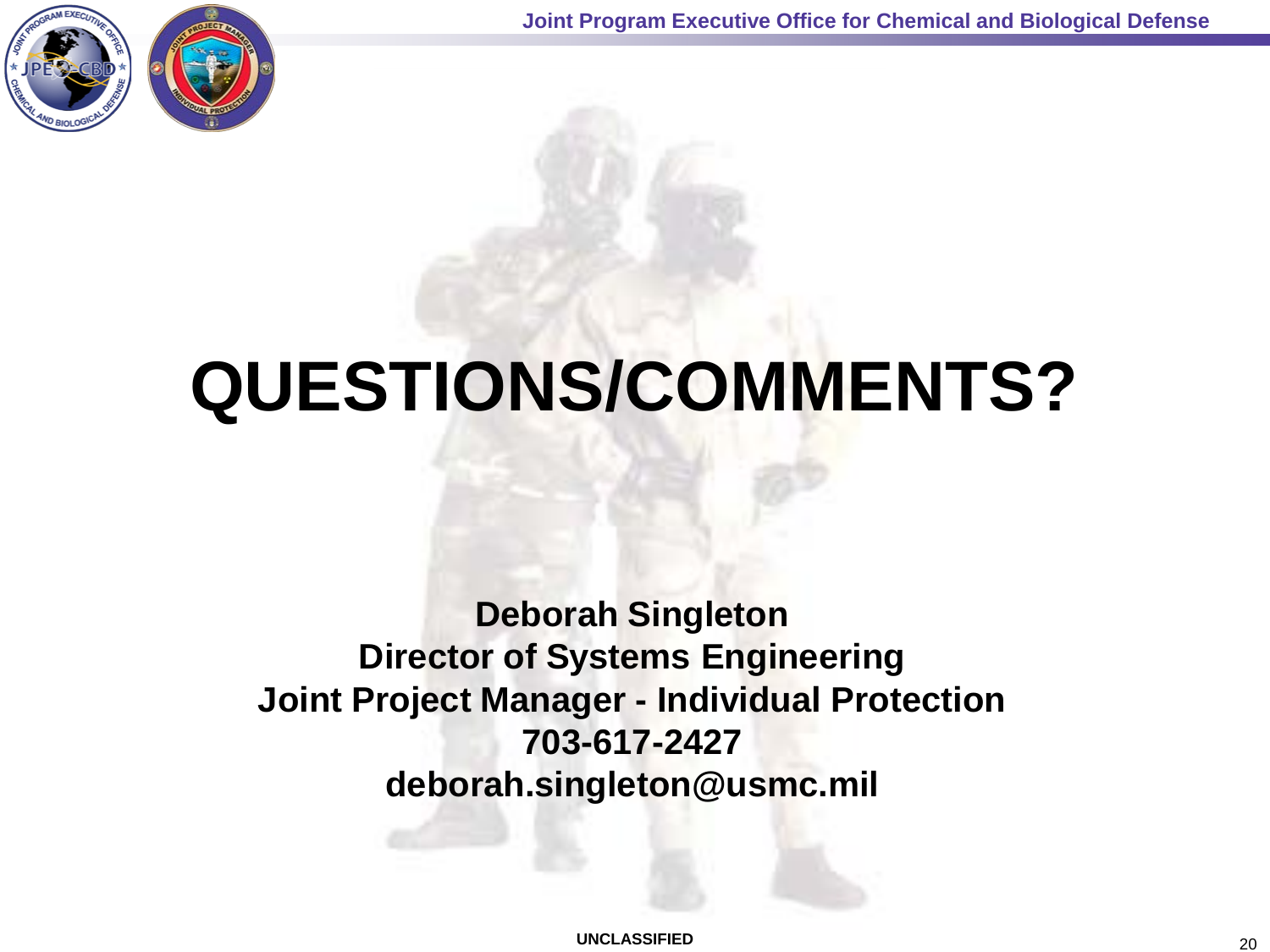# QUESTIONS/COMMENTS?

**Deborah Singleton**
**Director of Systems Engineering**
**Joint Project Manager - Individual Protection**
**703-617-2427**
**deborah.singleton@usmc.mil**

UNCLASSIFIED